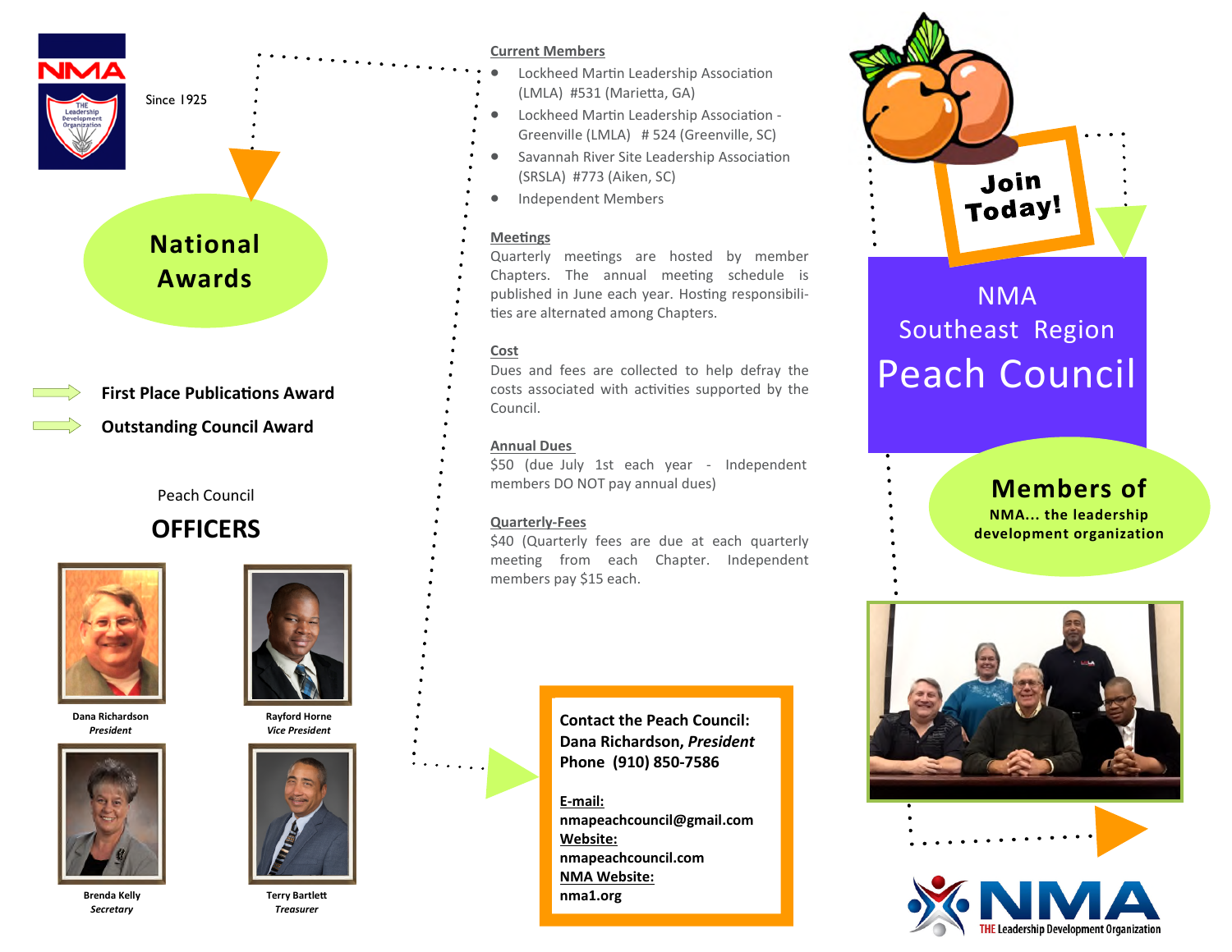NMA

THE Leadership Development Organization

Since 1925

## National Awards

- First Place Publications Award
- Outstanding Council Award

Peach Council

## OFFICERS

**Dana Richardson**
*President*

**Rayford Horne**
*Vice President*

**Brenda Kelly**
*Secretary*

**Terry Bartlett**
*Treasurer*

### Current Members

- Lockheed Martin Leadership Association (LMLA) #531 (Marietta, GA)
- Lockheed Martin Leadership Association - Greenville (LMLA) # 524 (Greenville, SC)
- Savannah River Site Leadership Association (SRSLA) #773 (Aiken, SC)
- Independent Members

### Meetings

Quarterly meetings are hosted by member Chapters. The annual meeting schedule is published in June each year. Hosting responsibilities are alternated among Chapters.

### Cost

Dues and fees are collected to help defray the costs associated with activities supported by the Council.

### Annual Dues

$50 (due July 1st each year - Independent members DO NOT pay annual dues)

### Quarterly-Fees

$40 (Quarterly fees are due at each quarterly meeting from each Chapter. Independent members pay $15 each.

**Contact the Peach Council:**
**Dana Richardson, *President***
**Phone (910) 850-7586**

**E-mail:**
**nmapeachcouncil@gmail.com**
**Website:**
**nmapeachcouncil.com**
**NMA Website:**
**nma1.org**

**Join Today!**

# NMA Southeast Region Peach Council

## Members of

**NMA... the leadership development organization**

NMA

THE Leadership Development Organization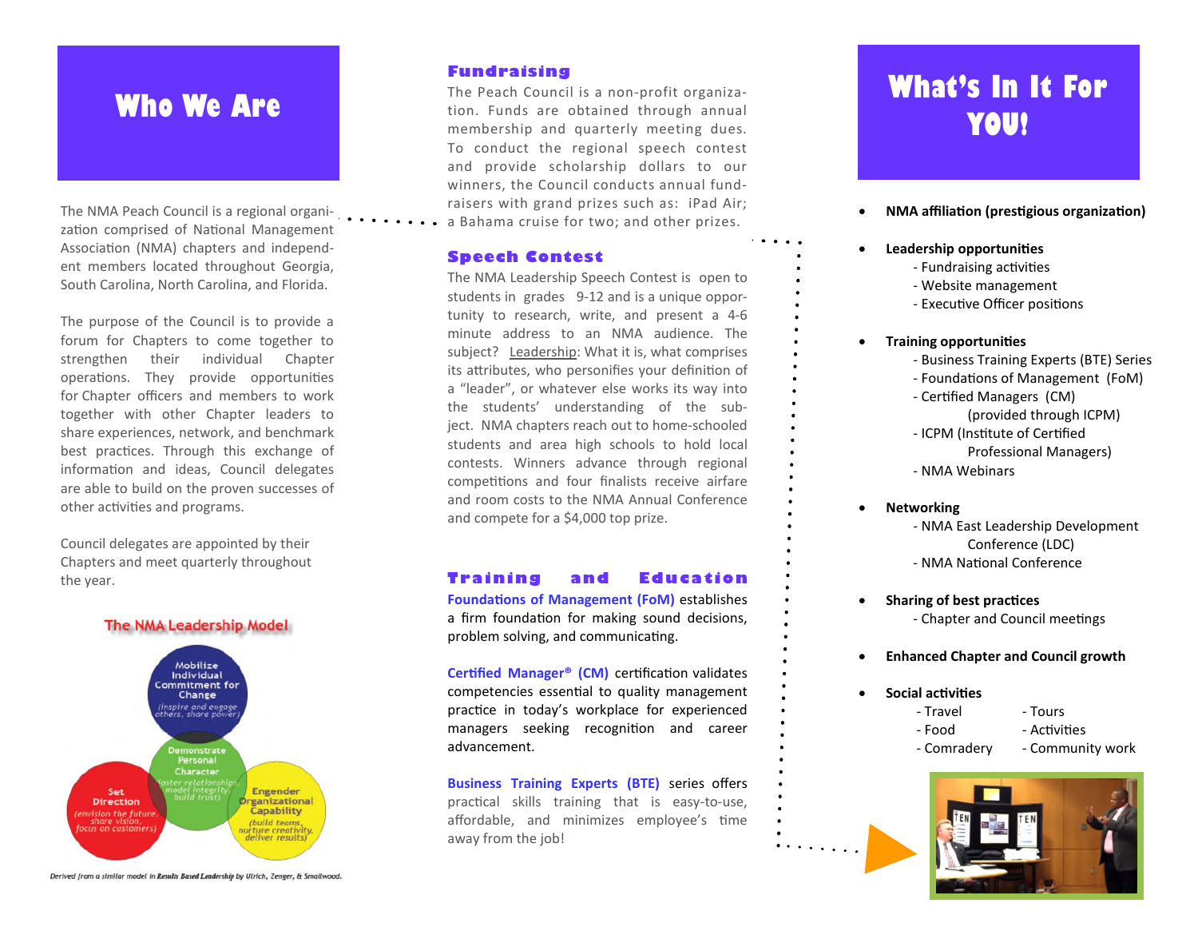# Who We Are

The NMA Peach Council is a regional organization comprised of National Management Association (NMA) chapters and independent members located throughout Georgia, South Carolina, North Carolina, and Florida.

The purpose of the Council is to provide a forum for Chapters to come together to strengthen their individual Chapter operations. They provide opportunities for Chapter officers and members to work together with other Chapter leaders to share experiences, network, and benchmark best practices. Through this exchange of information and ideas, Council delegates are able to build on the proven successes of other activities and programs.

Council delegates are appointed by their Chapters and meet quarterly throughout the year.

The NMA Leadership Model

Mobilize Individual Commitment for Change
(inspire and engage others, share power)

Demonstrate Personal Character
(foster relationships, model integrity, build trust)

Set Direction
(envision the future, share vision, focus on customers)

Engender Organizational Capability
(build teams, nurture creativity, deliver results)

*Derived from a similar model in **Results Based Leadership** by Ulrich, Zenger, & Smallwood.*

## Fundraising

The Peach Council is a non-profit organization. Funds are obtained through annual membership and quarterly meeting dues. To conduct the regional speech contest and provide scholarship dollars to our winners, the Council conducts annual fundraisers with grand prizes such as: iPad Air; a Bahama cruise for two; and other prizes.

## Speech Contest

The NMA Leadership Speech Contest is open to students in grades 9-12 and is a unique opportunity to research, write, and present a 4-6 minute address to an NMA audience. The subject? Leadership: What it is, what comprises its attributes, who personifies your definition of a "leader", or whatever else works its way into the students' understanding of the subject. NMA chapters reach out to home-schooled students and area high schools to hold local contests. Winners advance through regional competitions and four finalists receive airfare and room costs to the NMA Annual Conference and compete for a $4,000 top prize.

## Training and Education

**Foundations of Management (FoM)** establishes a firm foundation for making sound decisions, problem solving, and communicating.

**Certified Manager® (CM)** certification validates competencies essential to quality management practice in today's workplace for experienced managers seeking recognition and career advancement.

**Business Training Experts (BTE)** series offers practical skills training that is easy-to-use, affordable, and minimizes employee's time away from the job!

# What's In It For YOU!

- **NMA affiliation (prestigious organization)**
- **Leadership opportunities**
  - Fundraising activities
  - Website management
  - Executive Officer positions
- **Training opportunities**
  - Business Training Experts (BTE) Series
  - Foundations of Management (FoM)
  - Certified Managers (CM) (provided through ICPM)
  - ICPM (Institute of Certified Professional Managers)
  - NMA Webinars
- **Networking**
  - NMA East Leadership Development Conference (LDC)
  - NMA National Conference
- **Sharing of best practices**
  - Chapter and Council meetings
- **Enhanced Chapter and Council growth**
- **Social activities**
  - Travel
  - Food
  - Comradery
  - Tours
  - Activities
  - Community work